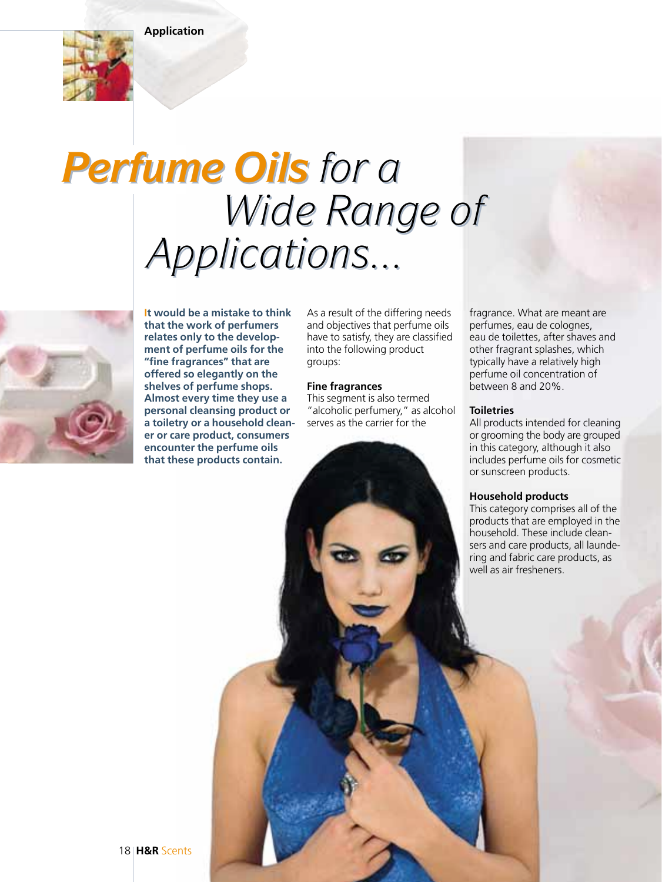# *Perfume Oils for a Wide Range of Applications...*

**It would be a mistake to think that the work of perfumers relates only to the development of perfume oils for the "fine fragrances" that are offered so elegantly on the shelves of perfume shops. Almost every time they use a personal cleansing product or a toiletry or a household cleaner or care product, consumers encounter the perfume oils that these products contain.**

As a result of the differing needs and objectives that perfume oils have to satisfy, they are classified into the following product groups:

**Fine fragrances**
This segment is also termed "alcoholic perfumery," as alcohol serves as the carrier for the fragrance. What are meant are perfumes, eau de colognes, eau de toilettes, after shaves and other fragrant splashes, which typically have a relatively high perfume oil concentration of between 8 and 20%.

**Toiletries**
All products intended for cleaning or grooming the body are grouped in this category, although it also includes perfume oils for cosmetic or sunscreen products.

**Household products**
This category comprises all of the products that are employed in the household. These include cleansers and care products, all laundering and fabric care products, as well as air fresheners.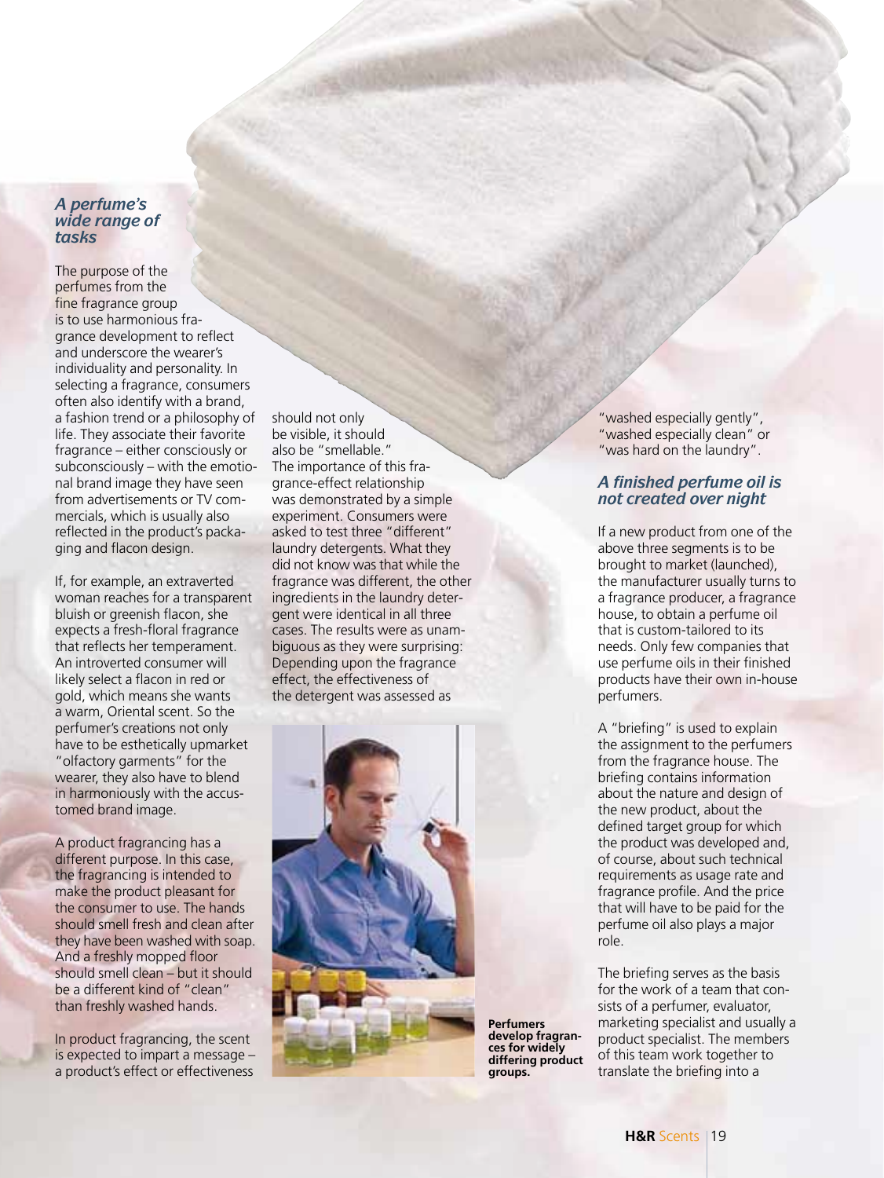### *A perfume's wide range of tasks*

The purpose of the perfumes from the fine fragrance group is to use harmonious fragrance development to reflect and underscore the wearer's individuality and personality. In selecting a fragrance, consumers often also identify with a brand, a fashion trend or a philosophy of life. They associate their favorite fragrance – either consciously or subconsciously – with the emotional brand image they have seen from advertisements or TV commercials, which is usually also reflected in the product's packaging and flacon design.

If, for example, an extraverted woman reaches for a transparent bluish or greenish flacon, she expects a fresh-floral fragrance that reflects her temperament. An introverted consumer will likely select a flacon in red or gold, which means she wants a warm, Oriental scent. So the perfumer's creations not only have to be esthetically upmarket "olfactory garments" for the wearer, they also have to blend in harmoniously with the accustomed brand image.

A product fragrancing has a different purpose. In this case, the fragrancing is intended to make the product pleasant for the consumer to use. The hands should smell fresh and clean after they have been washed with soap. And a freshly mopped floor should smell clean – but it should be a different kind of "clean" than freshly washed hands.

In product fragrancing, the scent is expected to impart a message – a product's effect or effectiveness should not only be visible, it should also be "smellable." The importance of this fragrance-effect relationship was demonstrated by a simple experiment. Consumers were asked to test three "different" laundry detergents. What they did not know was that while the fragrance was different, the other ingredients in the laundry detergent were identical in all three cases. The results were as unambiguous as they were surprising: Depending upon the fragrance effect, the effectiveness of the detergent was assessed as "washed especially gently", "washed especially clean" or "was hard on the laundry".

**Perfumers develop fragrances for widely differing product groups.**

### *A finished perfume oil is not created over night*

If a new product from one of the above three segments is to be brought to market (launched), the manufacturer usually turns to a fragrance producer, a fragrance house, to obtain a perfume oil that is custom-tailored to its needs. Only few companies that use perfume oils in their finished products have their own in-house perfumers.

A "briefing" is used to explain the assignment to the perfumers from the fragrance house. The briefing contains information about the nature and design of the new product, about the defined target group for which the product was developed and, of course, about such technical requirements as usage rate and fragrance profile. And the price that will have to be paid for the perfume oil also plays a major role.

The briefing serves as the basis for the work of a team that consists of a perfumer, evaluator, marketing specialist and usually a product specialist. The members of this team work together to translate the briefing into a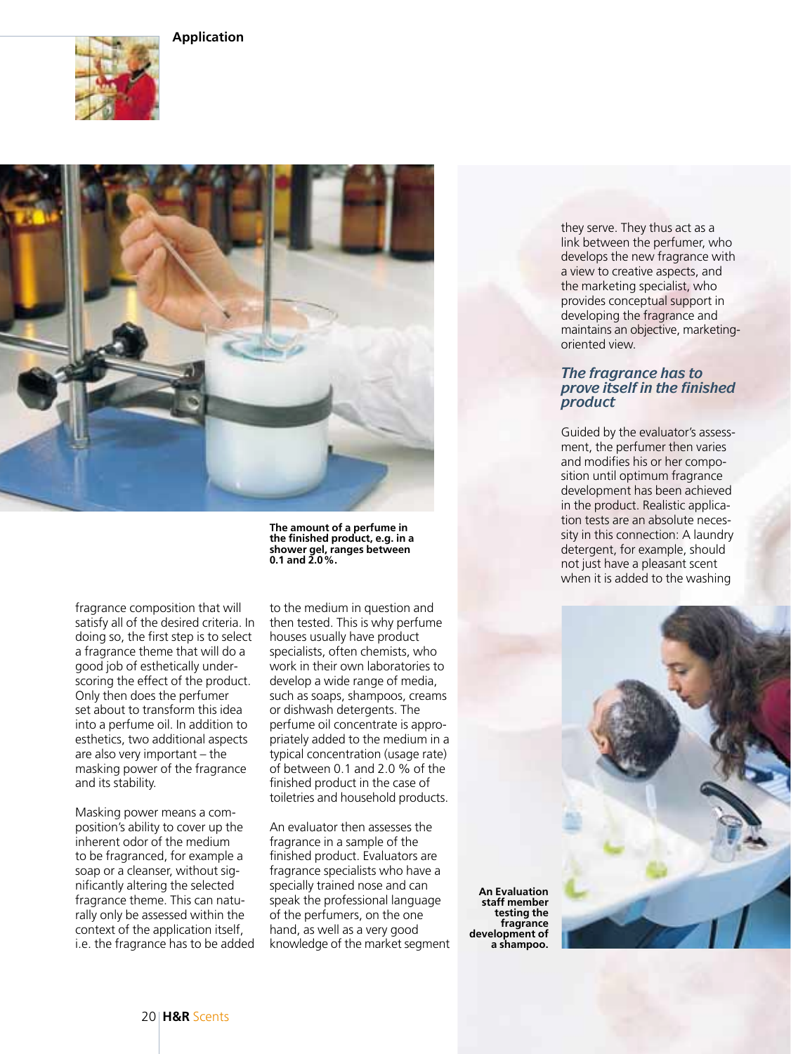## Application

The amount of a perfume in the finished product, e.g. in a shower gel, ranges between 0.1 and 2.0 %.

fragrance composition that will satisfy all of the desired criteria. In doing so, the first step is to select a fragrance theme that will do a good job of esthetically underscoring the effect of the product. Only then does the perfumer set about to transform this idea into a perfume oil. In addition to esthetics, two additional aspects are also very important – the masking power of the fragrance and its stability.

Masking power means a composition's ability to cover up the inherent odor of the medium to be fragranced, for example a soap or a cleanser, without significantly altering the selected fragrance theme. This can naturally only be assessed within the context of the application itself, i.e. the fragrance has to be added to the medium in question and then tested. This is why perfume houses usually have product specialists, often chemists, who work in their own laboratories to develop a wide range of media, such as soaps, shampoos, creams or dishwash detergents. The perfume oil concentrate is appropriately added to the medium in a typical concentration (usage rate) of between 0.1 and 2.0 % of the finished product in the case of toiletries and household products.

An evaluator then assesses the fragrance in a sample of the finished product. Evaluators are fragrance specialists who have a specially trained nose and can speak the professional language of the perfumers, on the one hand, as well as a very good knowledge of the market segment they serve. They thus act as a link between the perfumer, who develops the new fragrance with a view to creative aspects, and the marketing specialist, who provides conceptual support in developing the fragrance and maintains an objective, marketing-oriented view.

### *The fragrance has to prove itself in the finished product*

Guided by the evaluator's assessment, the perfumer then varies and modifies his or her composition until optimum fragrance development has been achieved in the product. Realistic application tests are an absolute necessity in this connection: A laundry detergent, for example, should not just have a pleasant scent when it is added to the washing

**An Evaluation staff member testing the fragrance development of a shampoo.**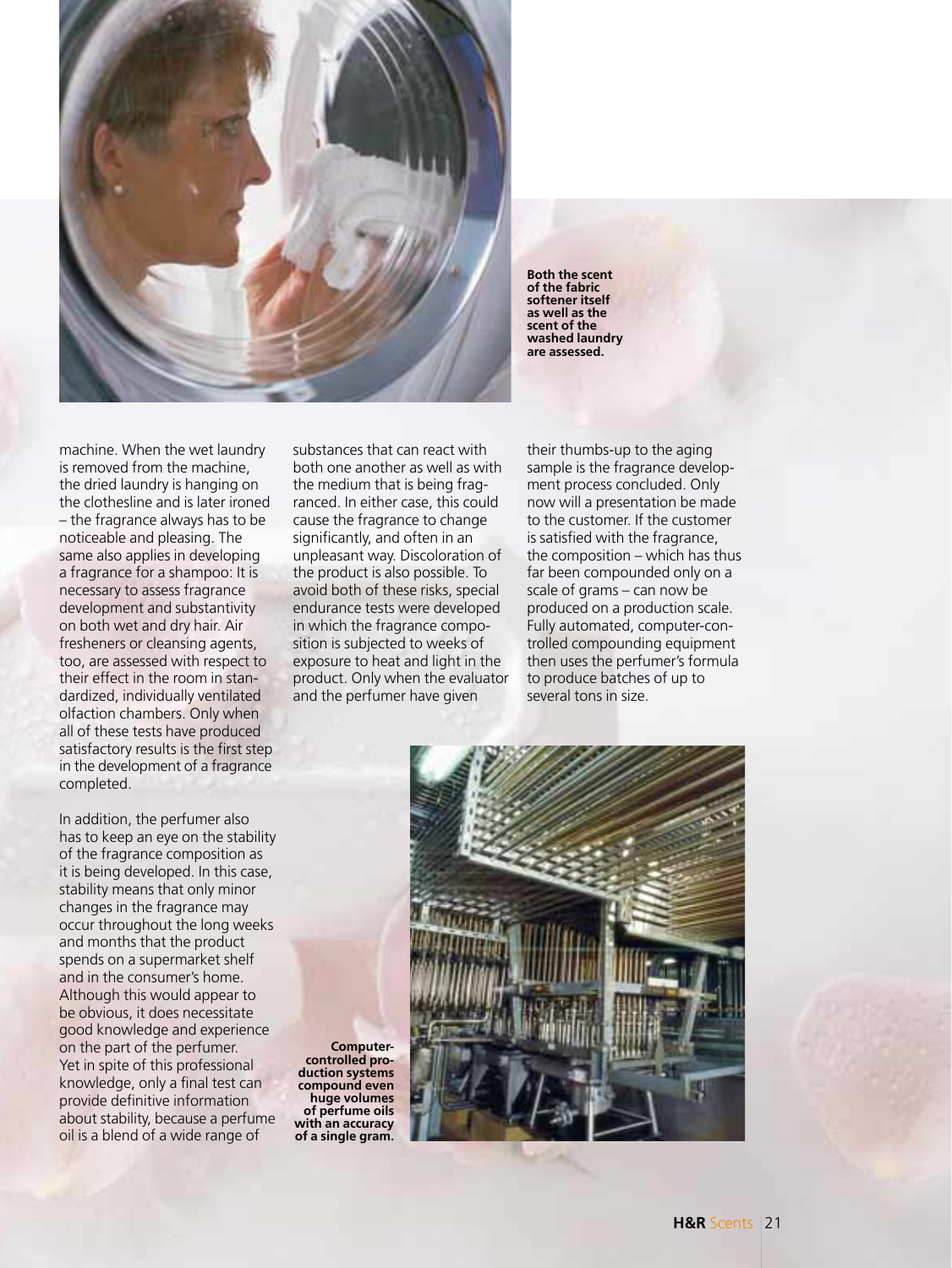Both the scent of the fabric softener itself as well as the scent of the washed laundry are assessed.

machine. When the wet laundry is removed from the machine, the dried laundry is hanging on the clothesline and is later ironed – the fragrance always has to be noticeable and pleasing. The same also applies in developing a fragrance for a shampoo: It is necessary to assess fragrance development and substantivity on both wet and dry hair. Air fresheners or cleansing agents, too, are assessed with respect to their effect in the room in standardized, individually ventilated olfaction chambers. Only when all of these tests have produced satisfactory results is the first step in the development of a fragrance completed.

In addition, the perfumer also has to keep an eye on the stability of the fragrance composition as it is being developed. In this case, stability means that only minor changes in the fragrance may occur throughout the long weeks and months that the product spends on a supermarket shelf and in the consumer's home. Although this would appear to be obvious, it does necessitate good knowledge and experience on the part of the perfumer. Yet in spite of this professional knowledge, only a final test can provide definitive information about stability, because a perfume oil is a blend of a wide range of substances that can react with both one another as well as with the medium that is being fragranced. In either case, this could cause the fragrance to change significantly, and often in an unpleasant way. Discoloration of the product is also possible. To avoid both of these risks, special endurance tests were developed in which the fragrance composition is subjected to weeks of exposure to heat and light in the product. Only when the evaluator and the perfumer have given their thumbs-up to the aging sample is the fragrance development process concluded. Only now will a presentation be made to the customer. If the customer is satisfied with the fragrance, the composition – which has thus far been compounded only on a scale of grams – can now be produced on a production scale. Fully automated, computer-controlled compounding equipment then uses the perfumer's formula to produce batches of up to several tons in size.

Computer-controlled production systems compound even huge volumes of perfume oils with an accuracy of a single gram.